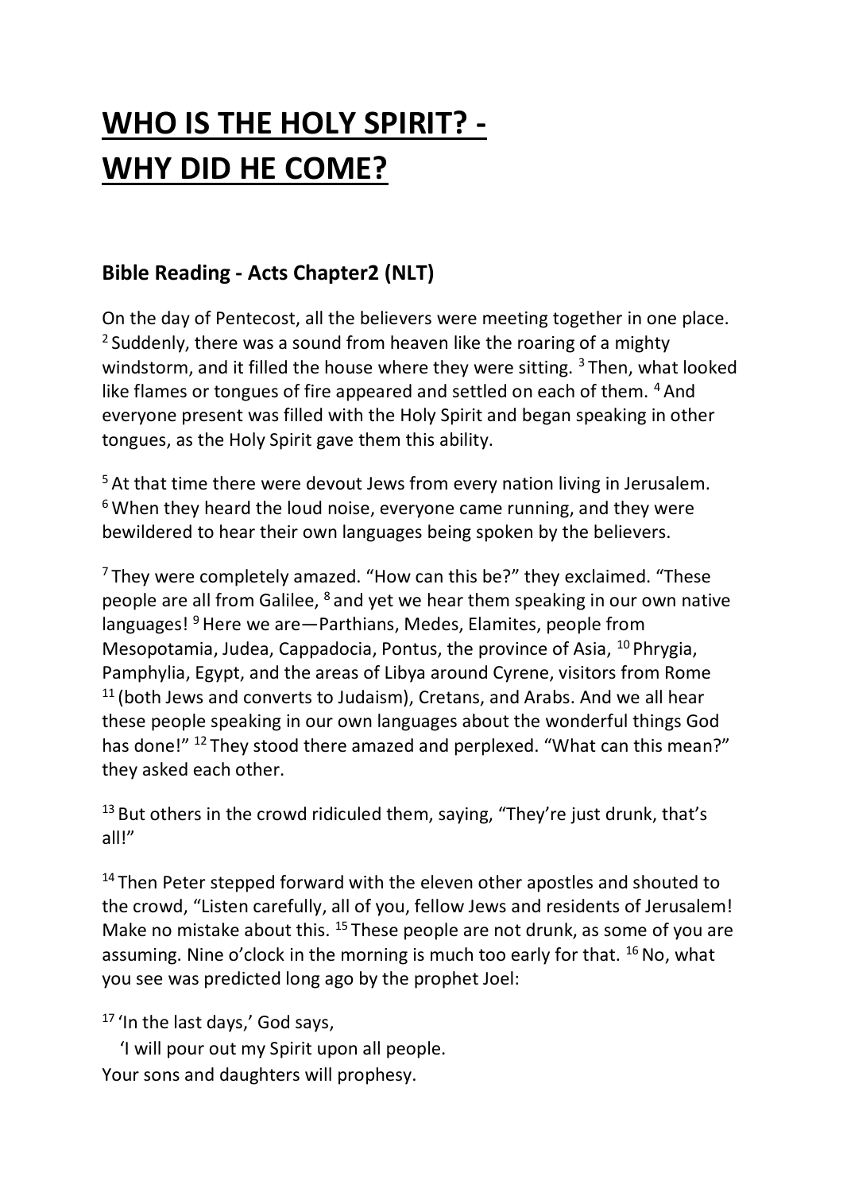# WHO IS THE HOLY SPIRIT? - WHY DID HE COME?

## Bible Reading - Acts Chapter2 (NLT)

On the day of Pentecost, all the believers were meeting together in one place. [2] Suddenly, there was a sound from heaven like the roaring of a mighty windstorm, and it filled the house where they were sitting. [3] Then, what looked like flames or tongues of fire appeared and settled on each of them. [4] And everyone present was filled with the Holy Spirit and began speaking in other tongues, as the Holy Spirit gave them this ability.

[5] At that time there were devout Jews from every nation living in Jerusalem. [6] When they heard the loud noise, everyone came running, and they were bewildered to hear their own languages being spoken by the believers.

[7] They were completely amazed. "How can this be?" they exclaimed. "These people are all from Galilee, [8] and yet we hear them speaking in our own native languages! [9] Here we are—Parthians, Medes, Elamites, people from Mesopotamia, Judea, Cappadocia, Pontus, the province of Asia, [10] Phrygia, Pamphylia, Egypt, and the areas of Libya around Cyrene, visitors from Rome [11] (both Jews and converts to Judaism), Cretans, and Arabs. And we all hear these people speaking in our own languages about the wonderful things God has done!" [12] They stood there amazed and perplexed. "What can this mean?" they asked each other.

[13] But others in the crowd ridiculed them, saying, "They're just drunk, that's all!"

[14] Then Peter stepped forward with the eleven other apostles and shouted to the crowd, "Listen carefully, all of you, fellow Jews and residents of Jerusalem! Make no mistake about this. [15] These people are not drunk, as some of you are assuming. Nine o'clock in the morning is much too early for that. [16] No, what you see was predicted long ago by the prophet Joel:

[17] 'In the last days,' God says,
'I will pour out my Spirit upon all people.
Your sons and daughters will prophesy.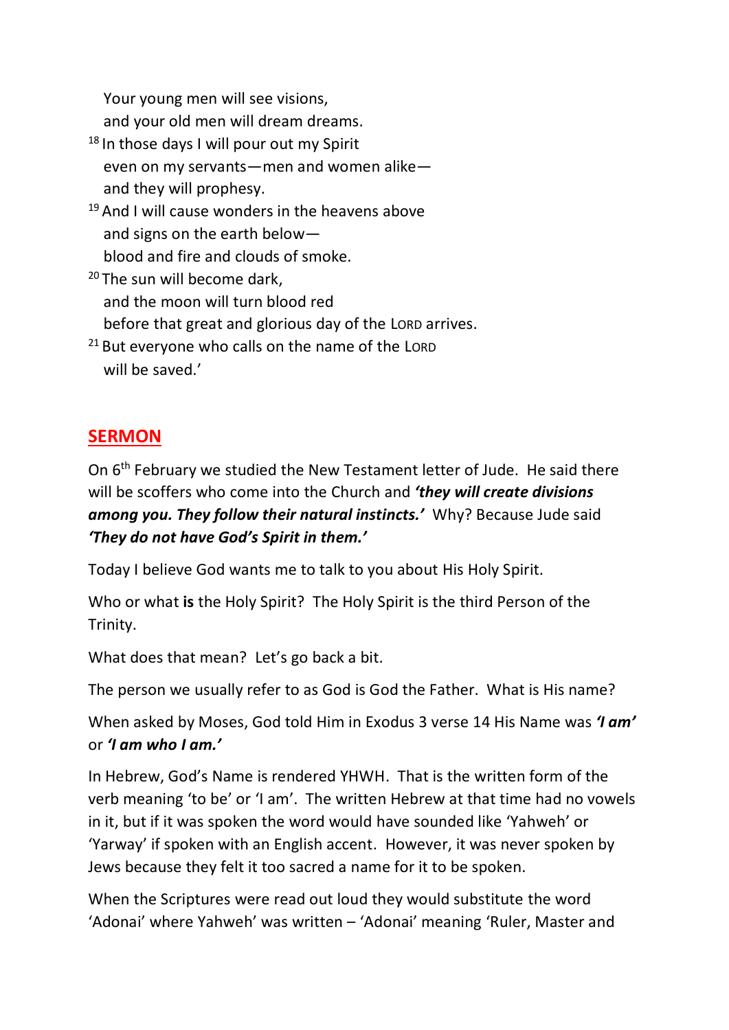Your young men will see visions,
and your old men will dream dreams.

[18] In those days I will pour out my Spirit
even on my servants—men and women alike—
and they will prophesy.

[19] And I will cause wonders in the heavens above
and signs on the earth below—
blood and fire and clouds of smoke.

[20] The sun will become dark,
and the moon will turn blood red
before that great and glorious day of the LORD arrives.

[21] But everyone who calls on the name of the LORD
will be saved.'

## SERMON

On 6th February we studied the New Testament letter of Jude. He said there will be scoffers who come into the Church and ***'they will create divisions among you. They follow their natural instincts.'*** Why? Because Jude said ***'They do not have God's Spirit in them.'***

Today I believe God wants me to talk to you about His Holy Spirit.

Who or what **is** the Holy Spirit? The Holy Spirit is the third Person of the Trinity.

What does that mean? Let's go back a bit.

The person we usually refer to as God is God the Father. What is His name?

When asked by Moses, God told Him in Exodus 3 verse 14 His Name was ***'I am'*** or ***'I am who I am.'***

In Hebrew, God's Name is rendered YHWH. That is the written form of the verb meaning 'to be' or 'I am'. The written Hebrew at that time had no vowels in it, but if it was spoken the word would have sounded like 'Yahweh' or 'Yarway' if spoken with an English accent. However, it was never spoken by Jews because they felt it too sacred a name for it to be spoken.

When the Scriptures were read out loud they would substitute the word 'Adonai' where Yahweh' was written – 'Adonai' meaning 'Ruler, Master and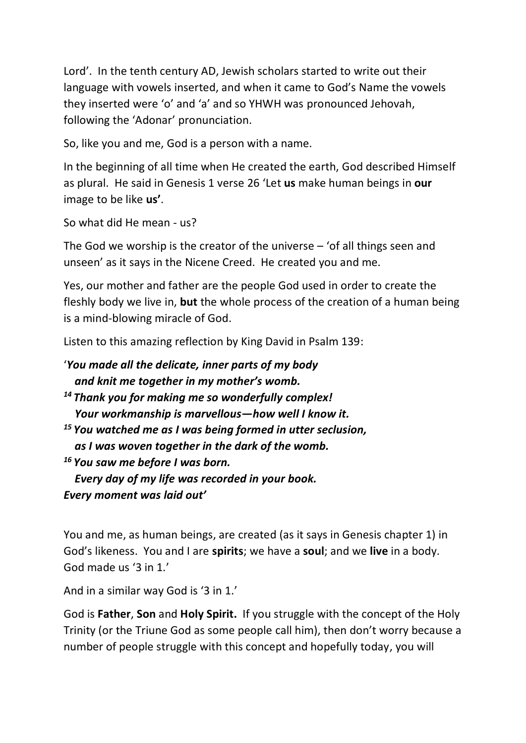Lord'. In the tenth century AD, Jewish scholars started to write out their language with vowels inserted, and when it came to God's Name the vowels they inserted were 'o' and 'a' and so YHWH was pronounced Jehovah, following the 'Adonar' pronunciation.

So, like you and me, God is a person with a name.

In the beginning of all time when He created the earth, God described Himself as plural. He said in Genesis 1 verse 26 'Let **us** make human beings in **our** image to be like **us'**.

So what did He mean - us?

The God we worship is the creator of the universe – 'of all things seen and unseen' as it says in the Nicene Creed. He created you and me.

Yes, our mother and father are the people God used in order to create the fleshly body we live in, **but** the whole process of the creation of a human being is a mind-blowing miracle of God.

Listen to this amazing reflection by King David in Psalm 139:

'***You made all the delicate, inner parts of my body***
***and knit me together in my mother's womb.***
[14] ***Thank you for making me so wonderfully complex!***
***Your workmanship is marvellous—how well I know it.***
[15] ***You watched me as I was being formed in utter seclusion,***
***as I was woven together in the dark of the womb.***
[16] ***You saw me before I was born.***
***Every day of my life was recorded in your book.***
***Every moment was laid out'***

You and me, as human beings, are created (as it says in Genesis chapter 1) in God's likeness. You and I are **spirits**; we have a **soul**; and we **live** in a body. God made us '3 in 1.'

And in a similar way God is '3 in 1.'

God is **Father**, **Son** and **Holy Spirit.** If you struggle with the concept of the Holy Trinity (or the Triune God as some people call him), then don't worry because a number of people struggle with this concept and hopefully today, you will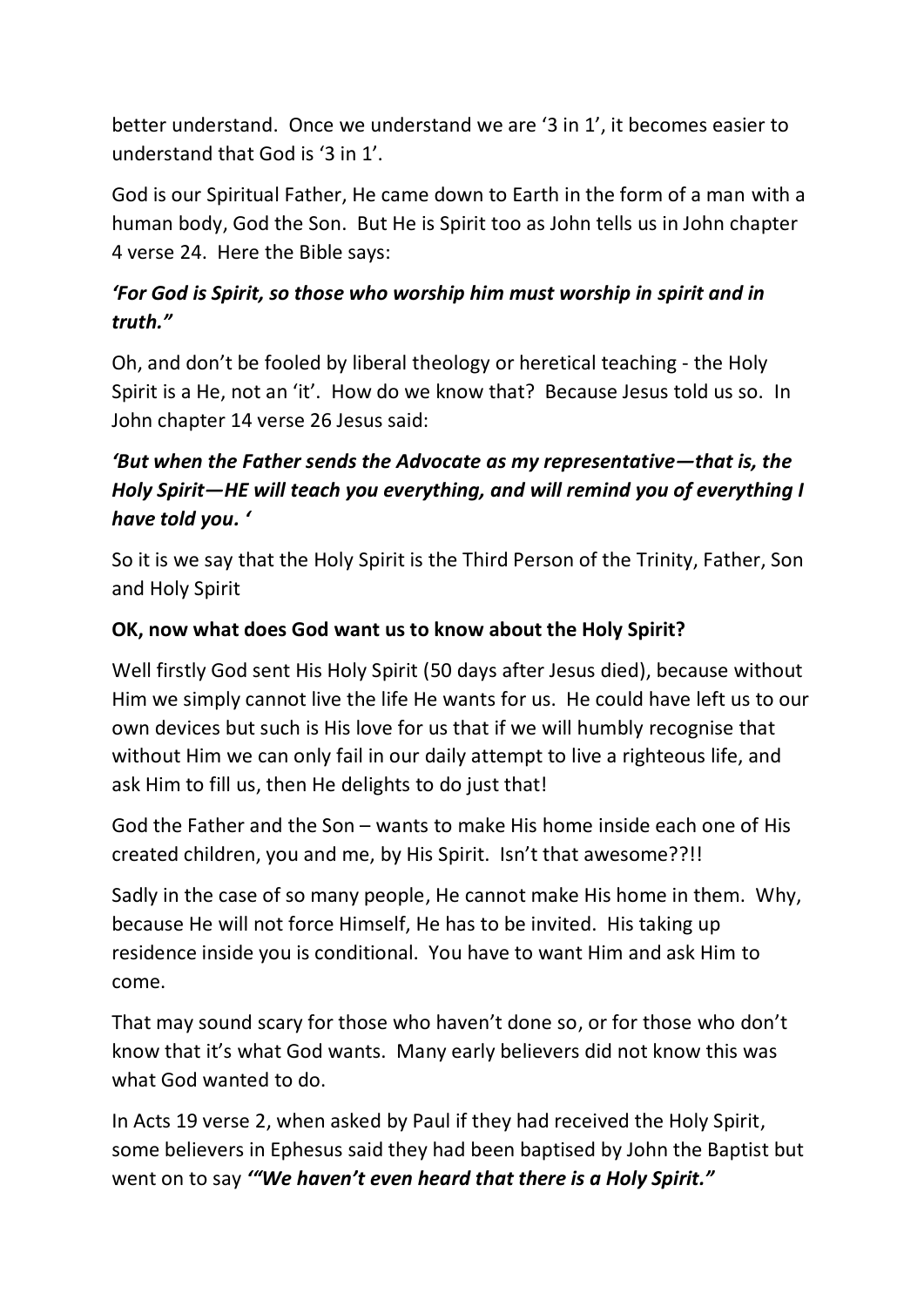better understand. Once we understand we are '3 in 1', it becomes easier to understand that God is '3 in 1'.

God is our Spiritual Father, He came down to Earth in the form of a man with a human body, God the Son. But He is Spirit too as John tells us in John chapter 4 verse 24. Here the Bible says:

***'For God is Spirit, so those who worship him must worship in spirit and in truth."***

Oh, and don't be fooled by liberal theology or heretical teaching - the Holy Spirit is a He, not an 'it'. How do we know that? Because Jesus told us so. In John chapter 14 verse 26 Jesus said:

***'But when the Father sends the Advocate as my representative—that is, the Holy Spirit—HE will teach you everything, and will remind you of everything I have told you. '***

So it is we say that the Holy Spirit is the Third Person of the Trinity, Father, Son and Holy Spirit

**OK, now what does God want us to know about the Holy Spirit?**

Well firstly God sent His Holy Spirit (50 days after Jesus died), because without Him we simply cannot live the life He wants for us. He could have left us to our own devices but such is His love for us that if we will humbly recognise that without Him we can only fail in our daily attempt to live a righteous life, and ask Him to fill us, then He delights to do just that!

God the Father and the Son – wants to make His home inside each one of His created children, you and me, by His Spirit. Isn't that awesome??!!

Sadly in the case of so many people, He cannot make His home in them. Why, because He will not force Himself, He has to be invited. His taking up residence inside you is conditional. You have to want Him and ask Him to come.

That may sound scary for those who haven't done so, or for those who don't know that it's what God wants. Many early believers did not know this was what God wanted to do.

In Acts 19 verse 2, when asked by Paul if they had received the Holy Spirit, some believers in Ephesus said they had been baptised by John the Baptist but went on to say ***'"We haven't even heard that there is a Holy Spirit."***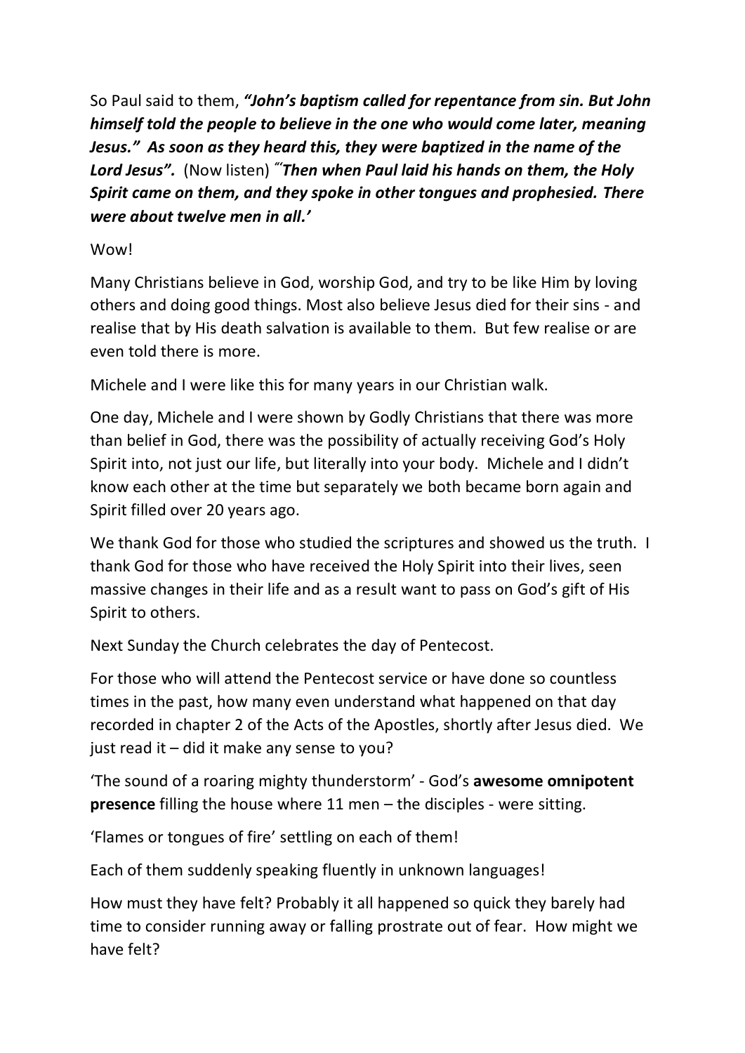So Paul said to them, ***"John's baptism called for repentance from sin. But John himself told the people to believe in the one who would come later, meaning Jesus." As soon as they heard this, they were baptized in the name of the Lord Jesus".*** (Now listen) *"'**Then when Paul laid his hands on them, the Holy Spirit came on them, and they spoke in other tongues and prophesied. There were about twelve men in all.'***

Wow!

Many Christians believe in God, worship God, and try to be like Him by loving others and doing good things. Most also believe Jesus died for their sins - and realise that by His death salvation is available to them. But few realise or are even told there is more.

Michele and I were like this for many years in our Christian walk.

One day, Michele and I were shown by Godly Christians that there was more than belief in God, there was the possibility of actually receiving God's Holy Spirit into, not just our life, but literally into your body. Michele and I didn't know each other at the time but separately we both became born again and Spirit filled over 20 years ago.

We thank God for those who studied the scriptures and showed us the truth. I thank God for those who have received the Holy Spirit into their lives, seen massive changes in their life and as a result want to pass on God's gift of His Spirit to others.

Next Sunday the Church celebrates the day of Pentecost.

For those who will attend the Pentecost service or have done so countless times in the past, how many even understand what happened on that day recorded in chapter 2 of the Acts of the Apostles, shortly after Jesus died. We just read it – did it make any sense to you?

'The sound of a roaring mighty thunderstorm' - God's **awesome omnipotent presence** filling the house where 11 men – the disciples - were sitting.

'Flames or tongues of fire' settling on each of them!

Each of them suddenly speaking fluently in unknown languages!

How must they have felt? Probably it all happened so quick they barely had time to consider running away or falling prostrate out of fear. How might we have felt?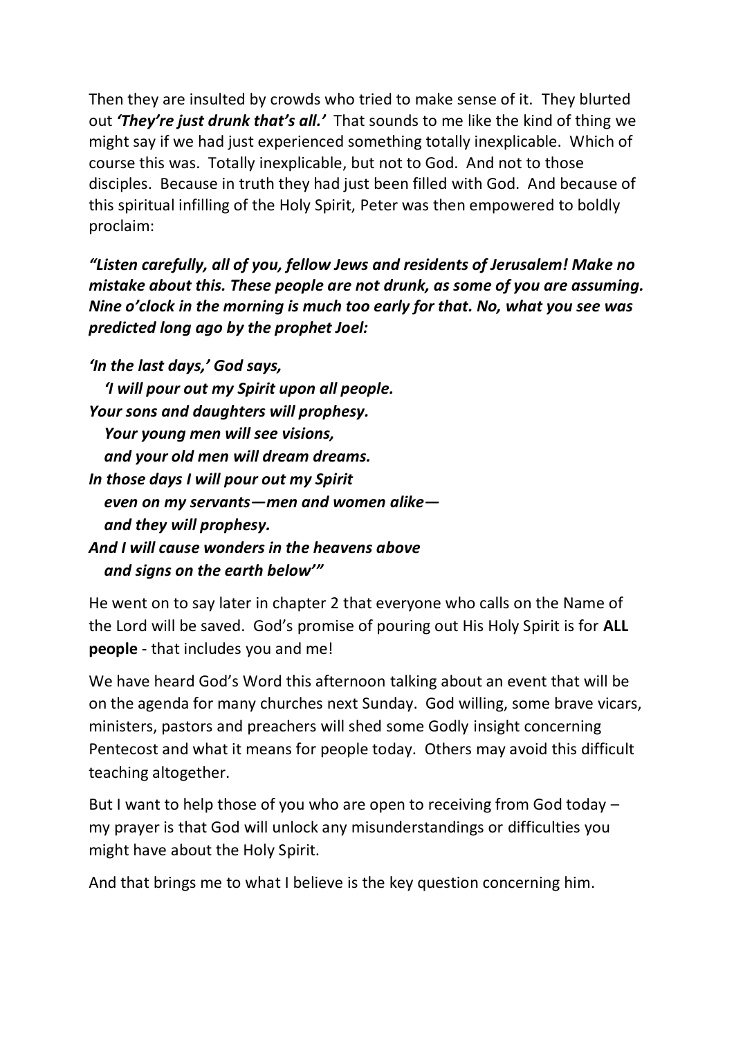Then they are insulted by crowds who tried to make sense of it. They blurted out ***'They're just drunk that's all.'*** That sounds to me like the kind of thing we might say if we had just experienced something totally inexplicable. Which of course this was. Totally inexplicable, but not to God. And not to those disciples. Because in truth they had just been filled with God. And because of this spiritual infilling of the Holy Spirit, Peter was then empowered to boldly proclaim:

***"Listen carefully, all of you, fellow Jews and residents of Jerusalem! Make no mistake about this. These people are not drunk, as some of you are assuming. Nine o'clock in the morning is much too early for that. No, what you see was predicted long ago by the prophet Joel:***

***'In the last days,' God says,***
***'I will pour out my Spirit upon all people.***
***Your sons and daughters will prophesy.***
***Your young men will see visions,***
***and your old men will dream dreams.***
***In those days I will pour out my Spirit***
***even on my servants—men and women alike—***
***and they will prophesy.***
***And I will cause wonders in the heavens above***
***and signs on the earth below'"***

He went on to say later in chapter 2 that everyone who calls on the Name of the Lord will be saved. God's promise of pouring out His Holy Spirit is for **ALL people** - that includes you and me!

We have heard God's Word this afternoon talking about an event that will be on the agenda for many churches next Sunday. God willing, some brave vicars, ministers, pastors and preachers will shed some Godly insight concerning Pentecost and what it means for people today. Others may avoid this difficult teaching altogether.

But I want to help those of you who are open to receiving from God today – my prayer is that God will unlock any misunderstandings or difficulties you might have about the Holy Spirit.

And that brings me to what I believe is the key question concerning him.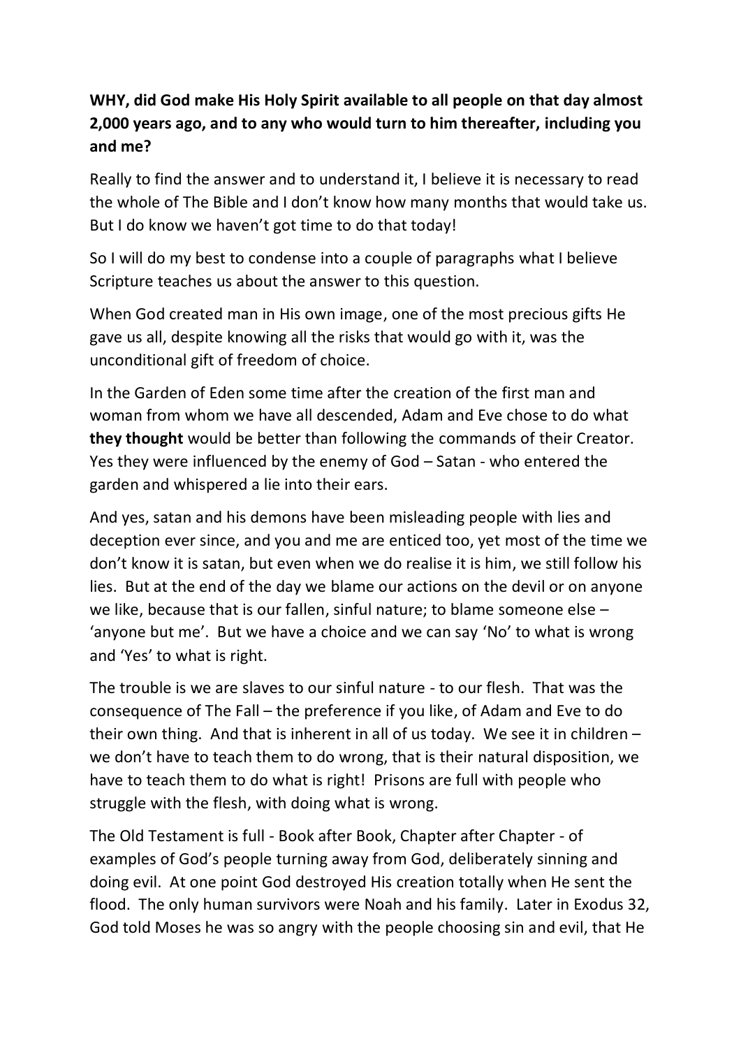**WHY, did God make His Holy Spirit available to all people on that day almost 2,000 years ago, and to any who would turn to him thereafter, including you and me?**

Really to find the answer and to understand it, I believe it is necessary to read the whole of The Bible and I don't know how many months that would take us. But I do know we haven't got time to do that today!

So I will do my best to condense into a couple of paragraphs what I believe Scripture teaches us about the answer to this question.

When God created man in His own image, one of the most precious gifts He gave us all, despite knowing all the risks that would go with it, was the unconditional gift of freedom of choice.

In the Garden of Eden some time after the creation of the first man and woman from whom we have all descended, Adam and Eve chose to do what **they thought** would be better than following the commands of their Creator. Yes they were influenced by the enemy of God – Satan - who entered the garden and whispered a lie into their ears.

And yes, satan and his demons have been misleading people with lies and deception ever since, and you and me are enticed too, yet most of the time we don't know it is satan, but even when we do realise it is him, we still follow his lies. But at the end of the day we blame our actions on the devil or on anyone we like, because that is our fallen, sinful nature; to blame someone else – 'anyone but me'. But we have a choice and we can say 'No' to what is wrong and 'Yes' to what is right.

The trouble is we are slaves to our sinful nature - to our flesh. That was the consequence of The Fall – the preference if you like, of Adam and Eve to do their own thing. And that is inherent in all of us today. We see it in children – we don't have to teach them to do wrong, that is their natural disposition, we have to teach them to do what is right! Prisons are full with people who struggle with the flesh, with doing what is wrong.

The Old Testament is full - Book after Book, Chapter after Chapter - of examples of God's people turning away from God, deliberately sinning and doing evil. At one point God destroyed His creation totally when He sent the flood. The only human survivors were Noah and his family. Later in Exodus 32, God told Moses he was so angry with the people choosing sin and evil, that He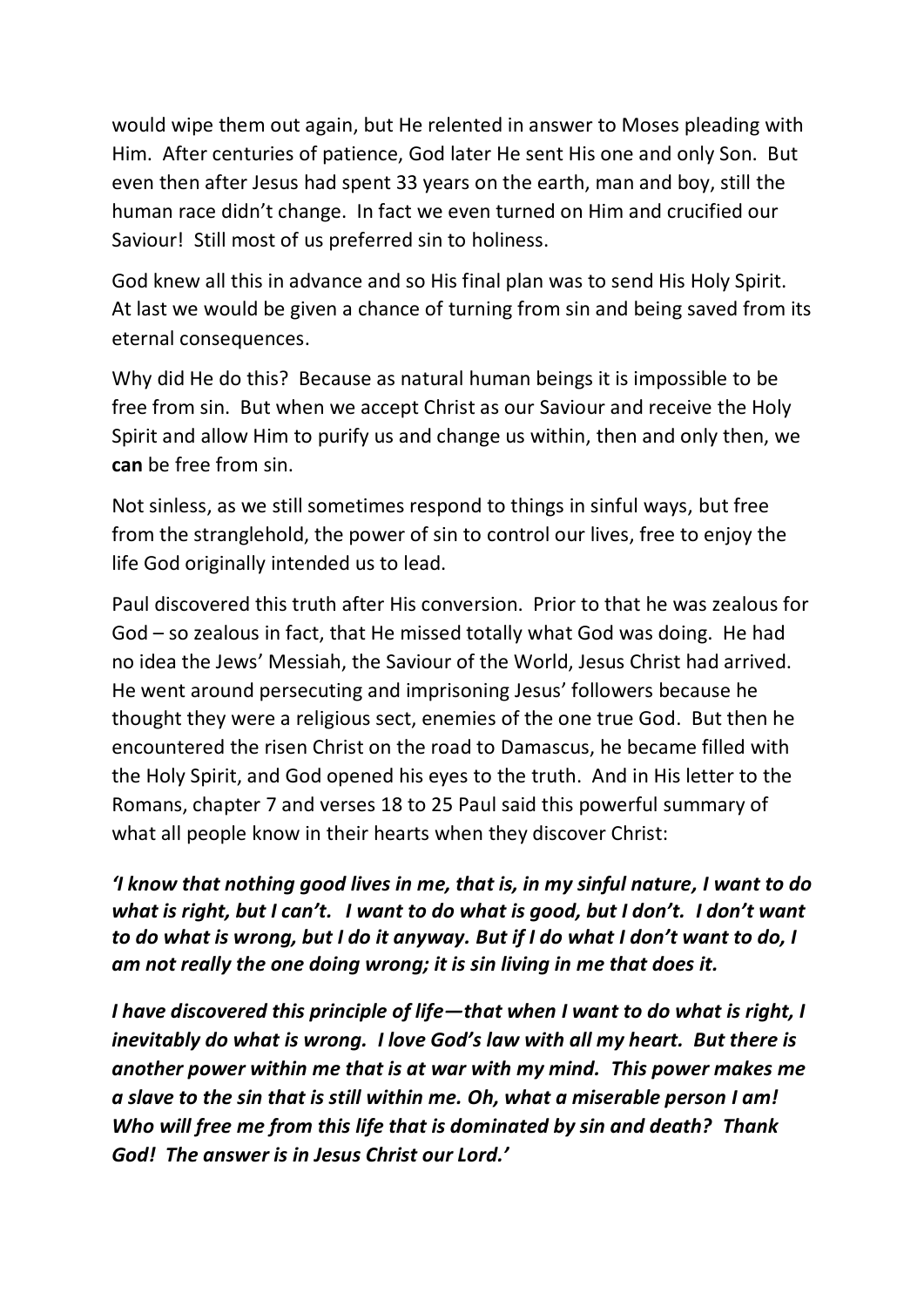would wipe them out again, but He relented in answer to Moses pleading with Him. After centuries of patience, God later He sent His one and only Son. But even then after Jesus had spent 33 years on the earth, man and boy, still the human race didn't change. In fact we even turned on Him and crucified our Saviour! Still most of us preferred sin to holiness.

God knew all this in advance and so His final plan was to send His Holy Spirit. At last we would be given a chance of turning from sin and being saved from its eternal consequences.

Why did He do this? Because as natural human beings it is impossible to be free from sin. But when we accept Christ as our Saviour and receive the Holy Spirit and allow Him to purify us and change us within, then and only then, we **can** be free from sin.

Not sinless, as we still sometimes respond to things in sinful ways, but free from the stranglehold, the power of sin to control our lives, free to enjoy the life God originally intended us to lead.

Paul discovered this truth after His conversion. Prior to that he was zealous for God – so zealous in fact, that He missed totally what God was doing. He had no idea the Jews' Messiah, the Saviour of the World, Jesus Christ had arrived. He went around persecuting and imprisoning Jesus' followers because he thought they were a religious sect, enemies of the one true God. But then he encountered the risen Christ on the road to Damascus, he became filled with the Holy Spirit, and God opened his eyes to the truth. And in His letter to the Romans, chapter 7 and verses 18 to 25 Paul said this powerful summary of what all people know in their hearts when they discover Christ:

***'I know that nothing good lives in me, that is, in my sinful nature, I want to do what is right, but I can't. I want to do what is good, but I don't. I don't want to do what is wrong, but I do it anyway. But if I do what I don't want to do, I am not really the one doing wrong; it is sin living in me that does it.***

***I have discovered this principle of life—that when I want to do what is right, I inevitably do what is wrong. I love God's law with all my heart. But there is another power within me that is at war with my mind. This power makes me a slave to the sin that is still within me. Oh, what a miserable person I am! Who will free me from this life that is dominated by sin and death? Thank God! The answer is in Jesus Christ our Lord.'***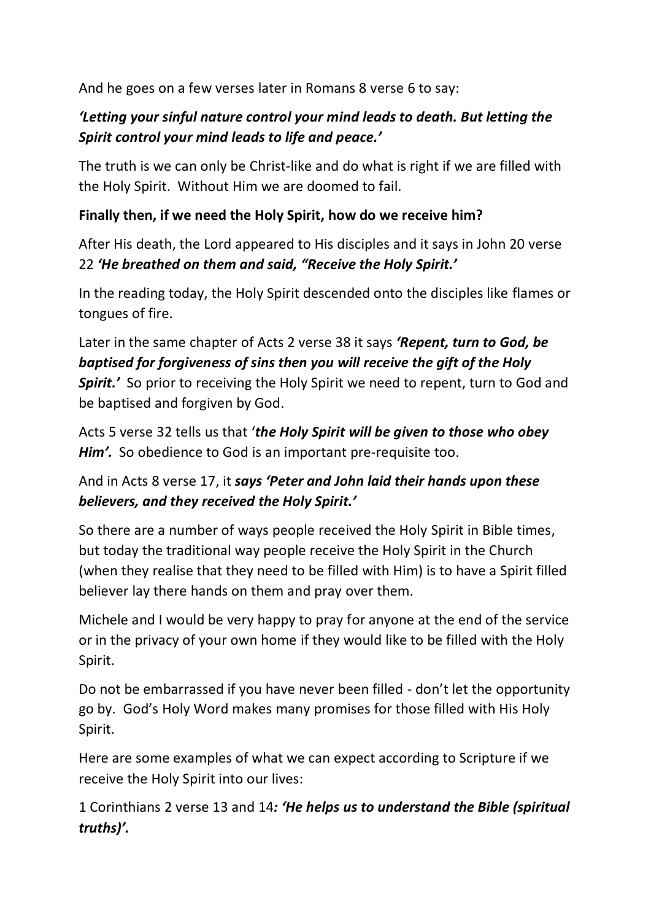And he goes on a few verses later in Romans 8 verse 6 to say:

***'Letting your sinful nature control your mind leads to death. But letting the Spirit control your mind leads to life and peace.'***

The truth is we can only be Christ-like and do what is right if we are filled with the Holy Spirit. Without Him we are doomed to fail.

**Finally then, if we need the Holy Spirit, how do we receive him?**

After His death, the Lord appeared to His disciples and it says in John 20 verse 22 ***'He breathed on them and said, "Receive the Holy Spirit.'***

In the reading today, the Holy Spirit descended onto the disciples like flames or tongues of fire.

Later in the same chapter of Acts 2 verse 38 it says ***'Repent, turn to God, be baptised for forgiveness of sins then you will receive the gift of the Holy Spirit.'*** So prior to receiving the Holy Spirit we need to repent, turn to God and be baptised and forgiven by God.

Acts 5 verse 32 tells us that '***the Holy Spirit will be given to those who obey Him'.*** So obedience to God is an important pre-requisite too.

And in Acts 8 verse 17, it ***says 'Peter and John laid their hands upon these believers, and they received the Holy Spirit.'***

So there are a number of ways people received the Holy Spirit in Bible times, but today the traditional way people receive the Holy Spirit in the Church (when they realise that they need to be filled with Him) is to have a Spirit filled believer lay there hands on them and pray over them.

Michele and I would be very happy to pray for anyone at the end of the service or in the privacy of your own home if they would like to be filled with the Holy Spirit.

Do not be embarrassed if you have never been filled - don't let the opportunity go by. God's Holy Word makes many promises for those filled with His Holy Spirit.

Here are some examples of what we can expect according to Scripture if we receive the Holy Spirit into our lives:

1 Corinthians 2 verse 13 and 14***: 'He helps us to understand the Bible (spiritual truths)'.***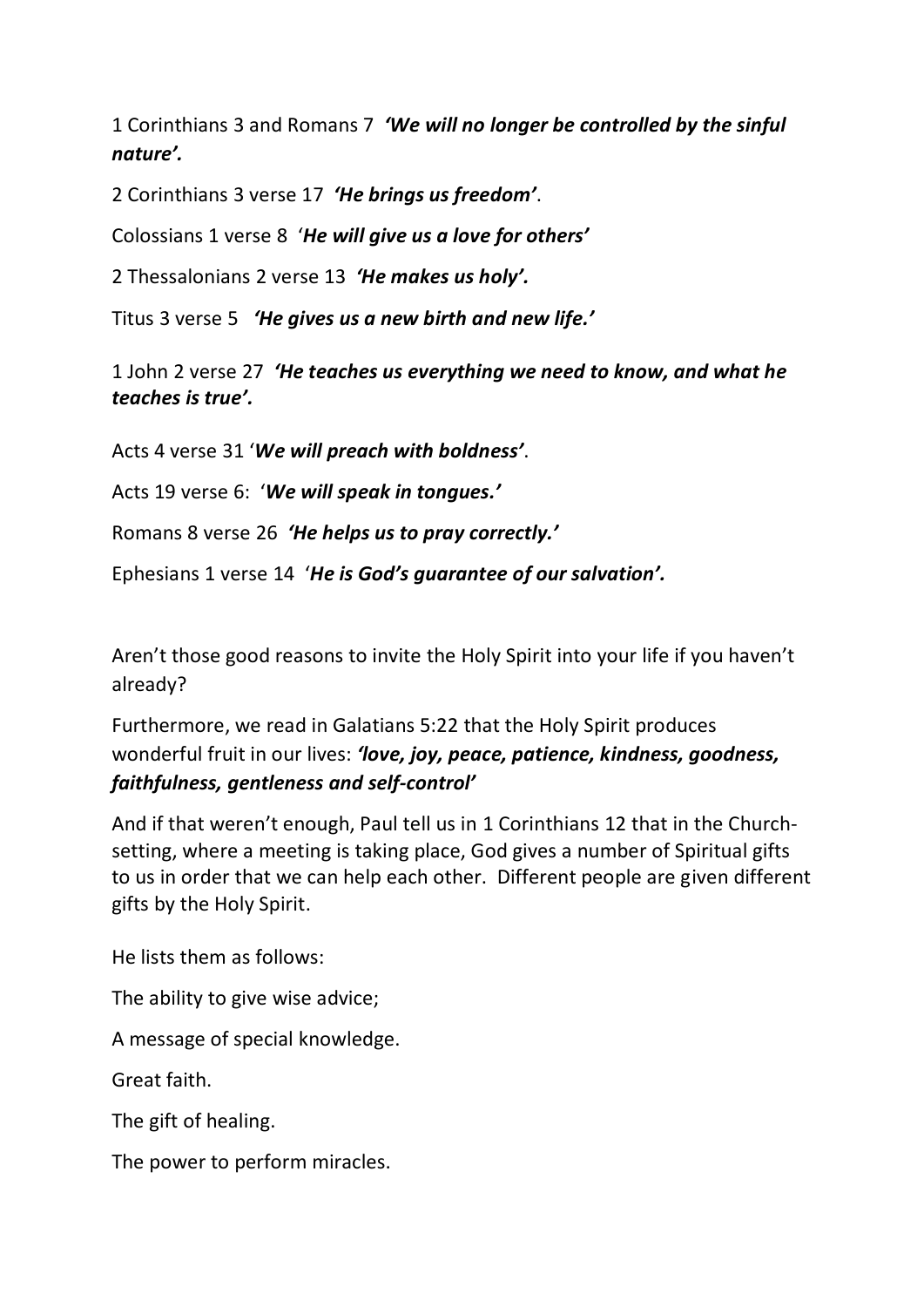1 Corinthians 3 and Romans 7 ***'We will no longer be controlled by the sinful nature'.***

2 Corinthians 3 verse 17 ***'He brings us freedom'***.

Colossians 1 verse 8 '***He will give us a love for others'***

2 Thessalonians 2 verse 13 ***'He makes us holy'.***

Titus 3 verse 5 ***'He gives us a new birth and new life.'***

1 John 2 verse 27 ***'He teaches us everything we need to know, and what he teaches is true'.***

Acts 4 verse 31 '***We will preach with boldness'***.

Acts 19 verse 6: '***We will speak in tongues.'***

Romans 8 verse 26 ***'He helps us to pray correctly.'***

Ephesians 1 verse 14 '***He is God's guarantee of our salvation'.***

Aren't those good reasons to invite the Holy Spirit into your life if you haven't already?

Furthermore, we read in Galatians 5:22 that the Holy Spirit produces wonderful fruit in our lives: ***'love, joy, peace, patience, kindness, goodness, faithfulness, gentleness and self-control'***

And if that weren't enough, Paul tell us in 1 Corinthians 12 that in the Church-setting, where a meeting is taking place, God gives a number of Spiritual gifts to us in order that we can help each other. Different people are given different gifts by the Holy Spirit.

He lists them as follows:

The ability to give wise advice;

A message of special knowledge.

Great faith.

The gift of healing.

The power to perform miracles.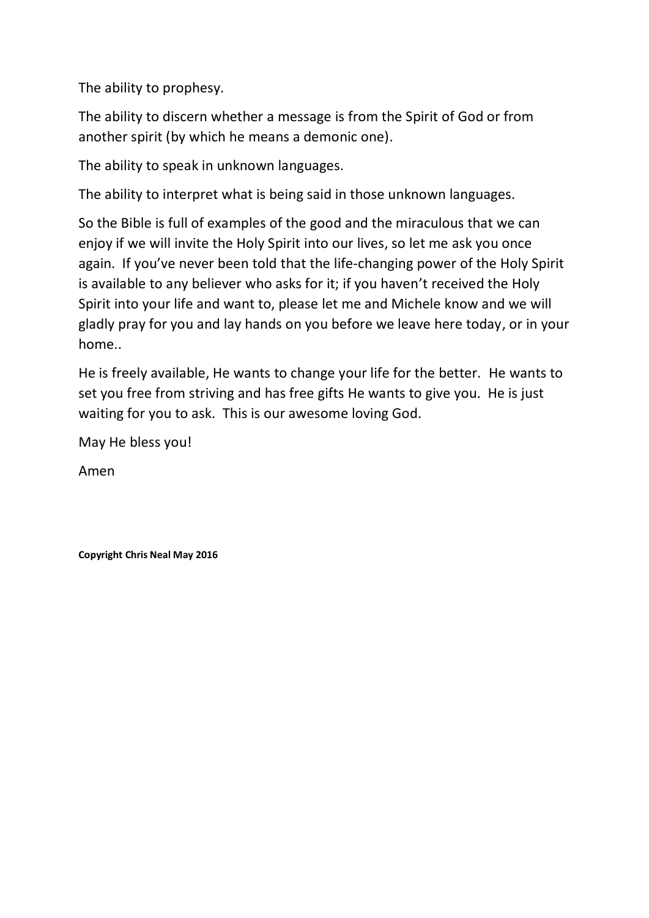The ability to prophesy.

The ability to discern whether a message is from the Spirit of God or from another spirit (by which he means a demonic one).

The ability to speak in unknown languages.

The ability to interpret what is being said in those unknown languages.

So the Bible is full of examples of the good and the miraculous that we can enjoy if we will invite the Holy Spirit into our lives, so let me ask you once again. If you've never been told that the life-changing power of the Holy Spirit is available to any believer who asks for it; if you haven't received the Holy Spirit into your life and want to, please let me and Michele know and we will gladly pray for you and lay hands on you before we leave here today, or in your home..

He is freely available, He wants to change your life for the better. He wants to set you free from striving and has free gifts He wants to give you. He is just waiting for you to ask. This is our awesome loving God.

May He bless you!

Amen

**Copyright Chris Neal May 2016**